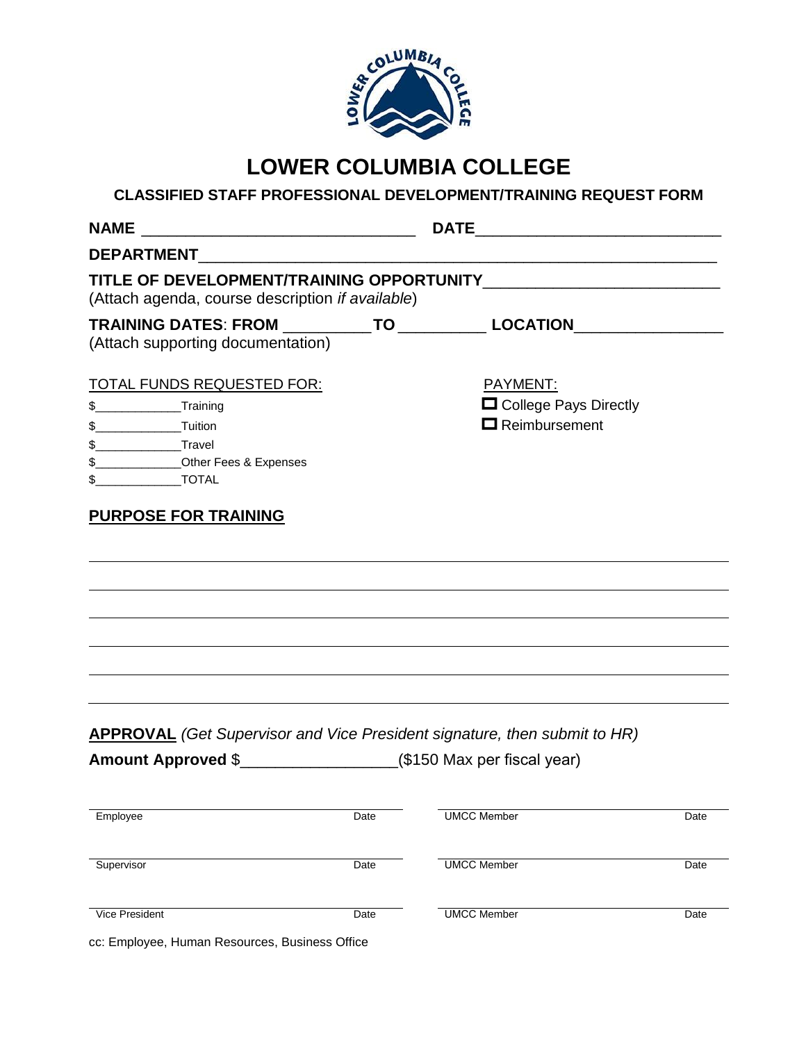# LOWER COLUMBIA COLLEGE

## CLASSIFIED STAFF PROFESSIONAL DEVELOPMENT/TRAINING REQUEST FORM

**NAME** ______________________________ **DATE**___________________________

**DEPARTMENT**_______________________________________________________

**TITLE OF DEVELOPMENT/TRAINING OPPORTUNITY**__________________________
(Attach agenda, course description *if available*)

**TRAINING DATES**: **FROM** __________ **TO** __________ **LOCATION**________________
(Attach supporting documentation)

TOTAL FUNDS REQUESTED FOR:

$____________Training
$____________Tuition
$____________Travel
$____________Other Fees & Expenses
$____________TOTAL

PAYMENT:

☐ College Pays Directly
☐ Reimbursement

**PURPOSE FOR TRAINING**

______________________________________________________________________

______________________________________________________________________

______________________________________________________________________

______________________________________________________________________

______________________________________________________________________

______________________________________________________________________

**APPROVAL** *(Get Supervisor and Vice President signature, then submit to HR)*

**Amount Approved** $_________________($150 Max per fiscal year)

| | | | |
|---|---|---|---|
| Employee | Date | UMCC Member | Date |
| Supervisor | Date | UMCC Member | Date |
| Vice President | Date | UMCC Member | Date |

cc: Employee, Human Resources, Business Office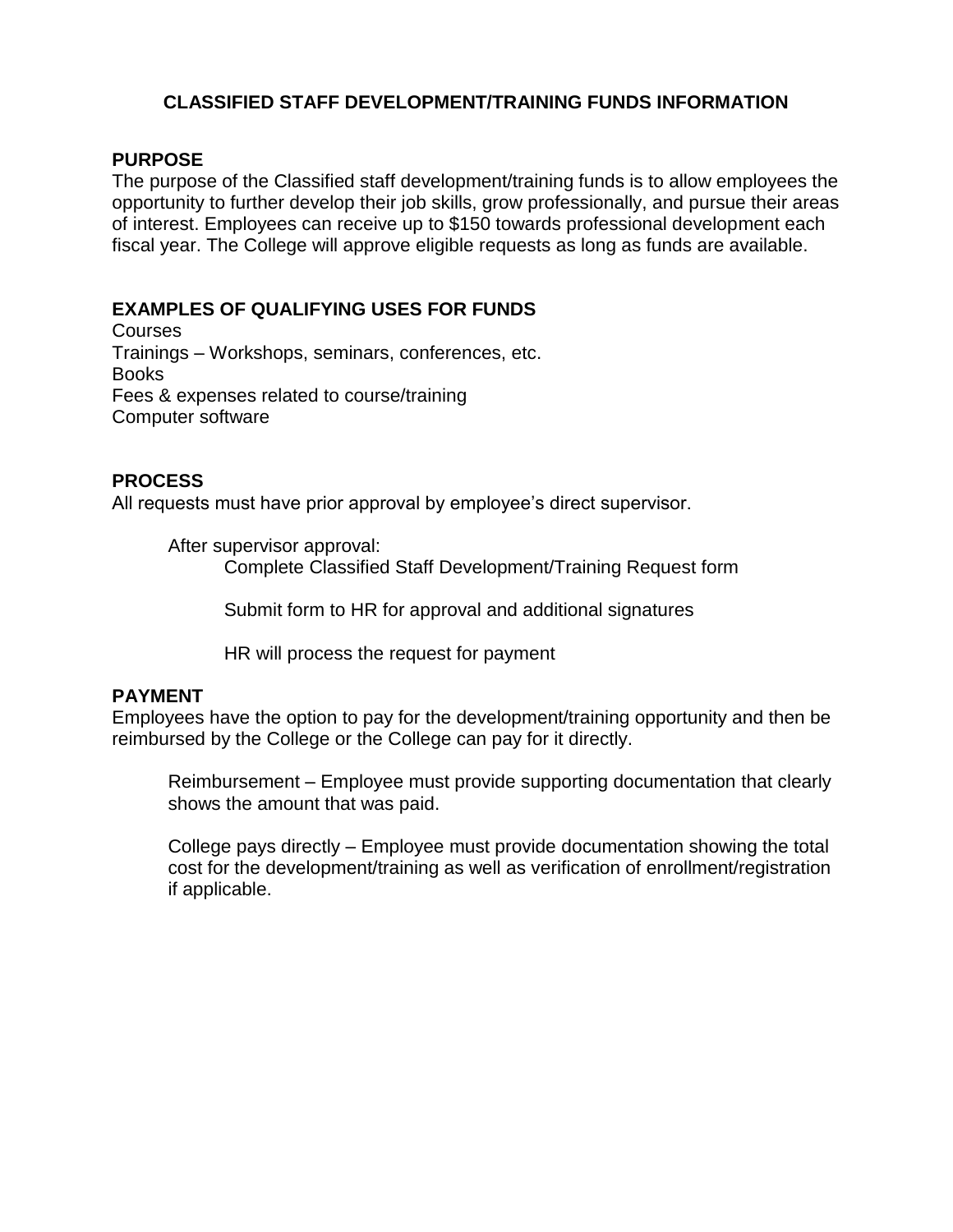# CLASSIFIED STAFF DEVELOPMENT/TRAINING FUNDS INFORMATION

## PURPOSE

The purpose of the Classified staff development/training funds is to allow employees the opportunity to further develop their job skills, grow professionally, and pursue their areas of interest. Employees can receive up to $150 towards professional development each fiscal year. The College will approve eligible requests as long as funds are available.

## EXAMPLES OF QUALIFYING USES FOR FUNDS

Courses
Trainings – Workshops, seminars, conferences, etc.
Books
Fees & expenses related to course/training
Computer software

## PROCESS

All requests must have prior approval by employee's direct supervisor.

After supervisor approval:

- Complete Classified Staff Development/Training Request form
- Submit form to HR for approval and additional signatures
- HR will process the request for payment

## PAYMENT

Employees have the option to pay for the development/training opportunity and then be reimbursed by the College or the College can pay for it directly.

Reimbursement – Employee must provide supporting documentation that clearly shows the amount that was paid.

College pays directly – Employee must provide documentation showing the total cost for the development/training as well as verification of enrollment/registration if applicable.